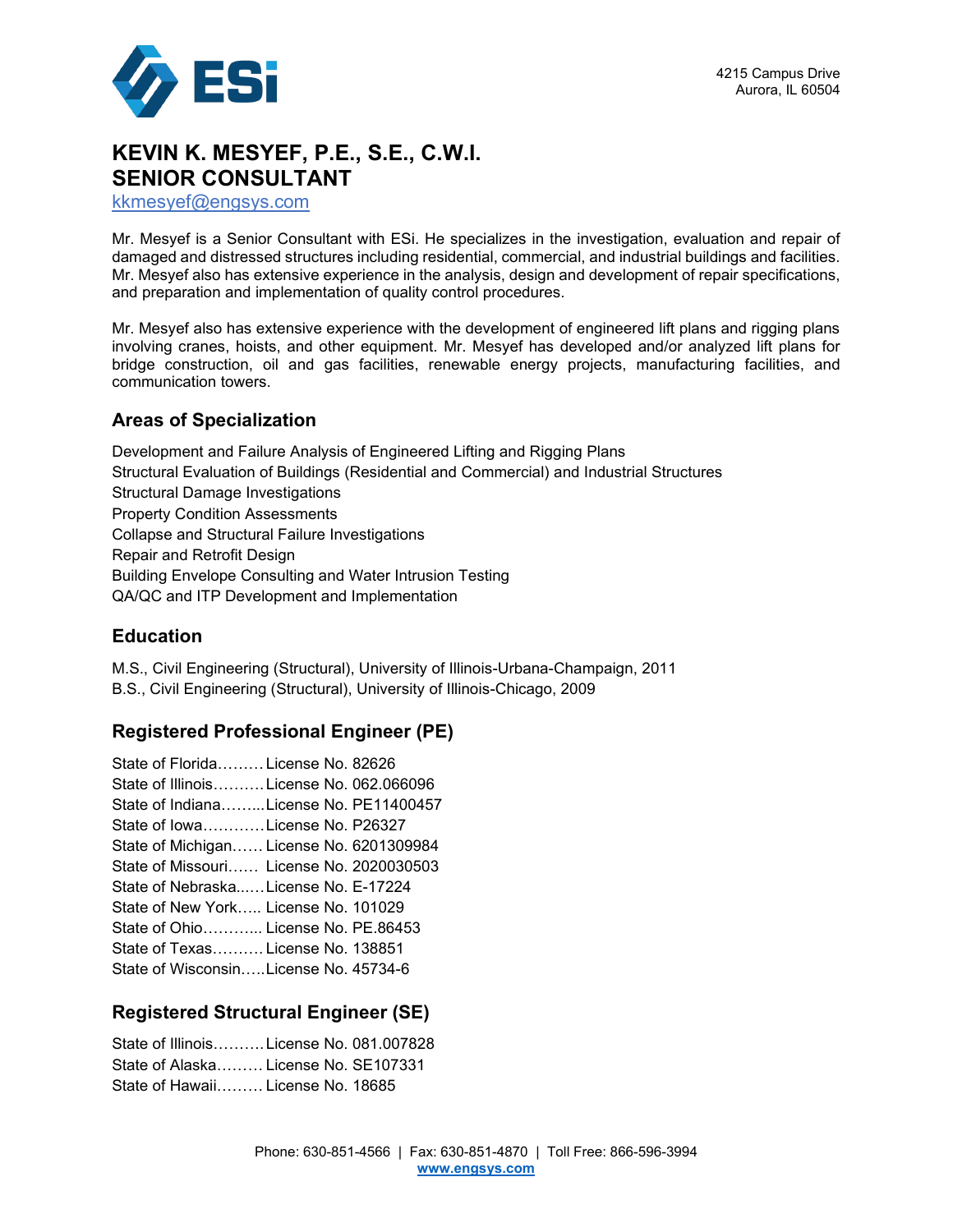ESi

4215 Campus Drive
Aurora, IL 60504

# KEVIN K. MESYEF, P.E., S.E., C.W.I.
# SENIOR CONSULTANT

kkmesyef@engsys.com

Mr. Mesyef is a Senior Consultant with ESi. He specializes in the investigation, evaluation and repair of damaged and distressed structures including residential, commercial, and industrial buildings and facilities. Mr. Mesyef also has extensive experience in the analysis, design and development of repair specifications, and preparation and implementation of quality control procedures.

Mr. Mesyef also has extensive experience with the development of engineered lift plans and rigging plans involving cranes, hoists, and other equipment. Mr. Mesyef has developed and/or analyzed lift plans for bridge construction, oil and gas facilities, renewable energy projects, manufacturing facilities, and communication towers.

## Areas of Specialization

Development and Failure Analysis of Engineered Lifting and Rigging Plans
Structural Evaluation of Buildings (Residential and Commercial) and Industrial Structures
Structural Damage Investigations
Property Condition Assessments
Collapse and Structural Failure Investigations
Repair and Retrofit Design
Building Envelope Consulting and Water Intrusion Testing
QA/QC and ITP Development and Implementation

## Education

M.S., Civil Engineering (Structural), University of Illinois-Urbana-Champaign, 2011
B.S., Civil Engineering (Structural), University of Illinois-Chicago, 2009

## Registered Professional Engineer (PE)

State of Florida……… License No. 82626
State of Illinois………. License No. 062.066096
State of Indiana……... License No. PE11400457
State of Iowa………… License No. P26327
State of Michigan…… License No. 6201309984
State of Missouri…… License No. 2020030503
State of Nebraska..…. License No. E-17224
State of New York….. License No. 101029
State of Ohio………... License No. PE.86453
State of Texas………. License No. 138851
State of Wisconsin….. License No. 45734-6

## Registered Structural Engineer (SE)

State of Illinois………. License No. 081.007828
State of Alaska……… License No. SE107331
State of Hawaii……… License No. 18685

Phone: 630-851-4566 | Fax: 630-851-4870 | Toll Free: 866-596-3994
www.engsys.com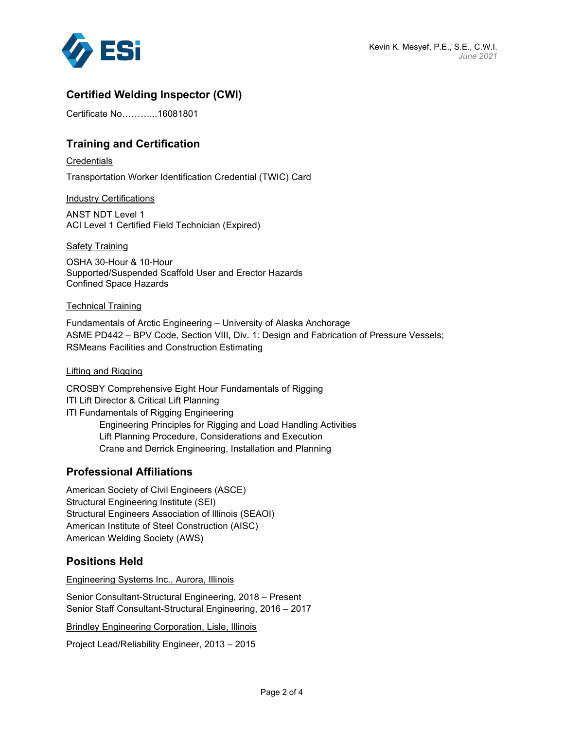## Certified Welding Inspector (CWI)

Certificate No………...16081801

## Training and Certification

Credentials

Transportation Worker Identification Credential (TWIC) Card

Industry Certifications

ANST NDT Level 1
ACI Level 1 Certified Field Technician (Expired)

Safety Training

OSHA 30-Hour & 10-Hour
Supported/Suspended Scaffold User and Erector Hazards
Confined Space Hazards

Technical Training

Fundamentals of Arctic Engineering – University of Alaska Anchorage
ASME PD442 – BPV Code, Section VIII, Div. 1: Design and Fabrication of Pressure Vessels;
RSMeans Facilities and Construction Estimating

Lifting and Rigging

CROSBY Comprehensive Eight Hour Fundamentals of Rigging
ITI Lift Director & Critical Lift Planning
ITI Fundamentals of Rigging Engineering

- Engineering Principles for Rigging and Load Handling Activities
- Lift Planning Procedure, Considerations and Execution
- Crane and Derrick Engineering, Installation and Planning

## Professional Affiliations

American Society of Civil Engineers (ASCE)
Structural Engineering Institute (SEI)
Structural Engineers Association of Illinois (SEAOI)
American Institute of Steel Construction (AISC)
American Welding Society (AWS)

## Positions Held

Engineering Systems Inc., Aurora, Illinois

Senior Consultant-Structural Engineering, 2018 – Present
Senior Staff Consultant-Structural Engineering, 2016 – 2017

Brindley Engineering Corporation, Lisle, Illinois

Project Lead/Reliability Engineer, 2013 – 2015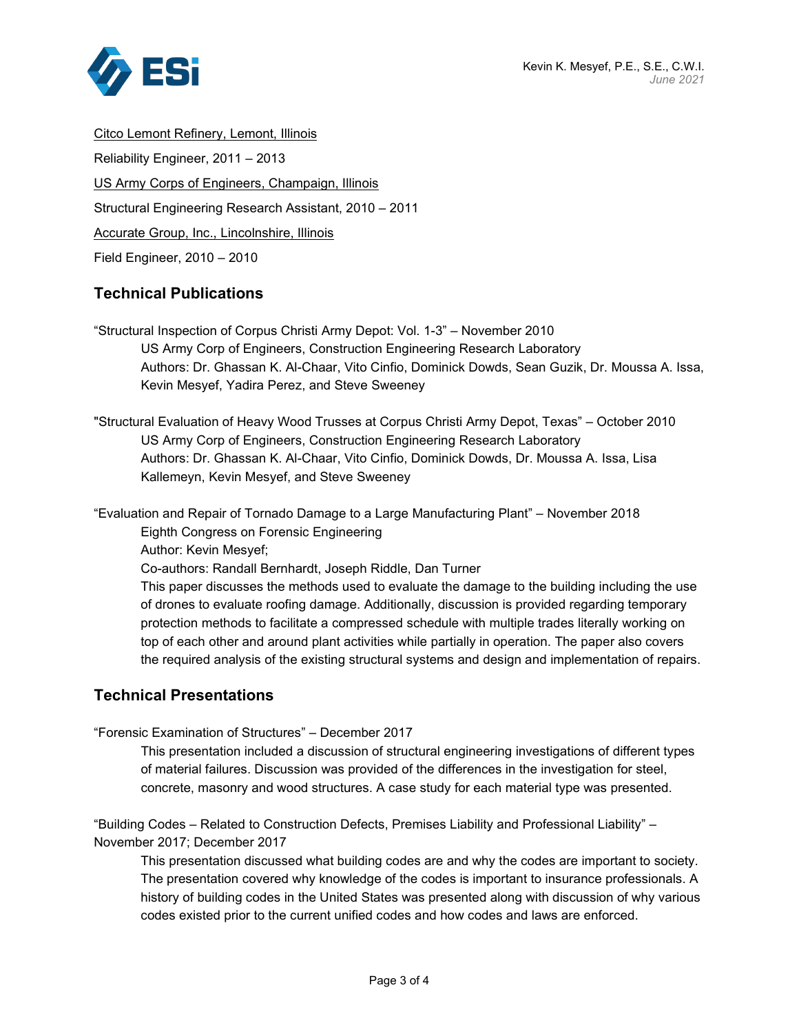Citco Lemont Refinery, Lemont, Illinois

Reliability Engineer, 2011 – 2013

US Army Corps of Engineers, Champaign, Illinois

Structural Engineering Research Assistant, 2010 – 2011

Accurate Group, Inc., Lincolnshire, Illinois

Field Engineer, 2010 – 2010

## Technical Publications

"Structural Inspection of Corpus Christi Army Depot: Vol. 1-3" – November 2010

US Army Corp of Engineers, Construction Engineering Research Laboratory

Authors: Dr. Ghassan K. Al-Chaar, Vito Cinfio, Dominick Dowds, Sean Guzik, Dr. Moussa A. Issa, Kevin Mesyef, Yadira Perez, and Steve Sweeney

"Structural Evaluation of Heavy Wood Trusses at Corpus Christi Army Depot, Texas" – October 2010

US Army Corp of Engineers, Construction Engineering Research Laboratory

Authors: Dr. Ghassan K. Al-Chaar, Vito Cinfio, Dominick Dowds, Dr. Moussa A. Issa, Lisa Kallemeyn, Kevin Mesyef, and Steve Sweeney

"Evaluation and Repair of Tornado Damage to a Large Manufacturing Plant" – November 2018

Eighth Congress on Forensic Engineering

Author: Kevin Mesyef;

Co-authors: Randall Bernhardt, Joseph Riddle, Dan Turner

This paper discusses the methods used to evaluate the damage to the building including the use of drones to evaluate roofing damage. Additionally, discussion is provided regarding temporary protection methods to facilitate a compressed schedule with multiple trades literally working on top of each other and around plant activities while partially in operation. The paper also covers the required analysis of the existing structural systems and design and implementation of repairs.

## Technical Presentations

"Forensic Examination of Structures" – December 2017

This presentation included a discussion of structural engineering investigations of different types of material failures. Discussion was provided of the differences in the investigation for steel, concrete, masonry and wood structures. A case study for each material type was presented.

"Building Codes – Related to Construction Defects, Premises Liability and Professional Liability" – November 2017; December 2017

This presentation discussed what building codes are and why the codes are important to society. The presentation covered why knowledge of the codes is important to insurance professionals. A history of building codes in the United States was presented along with discussion of why various codes existed prior to the current unified codes and how codes and laws are enforced.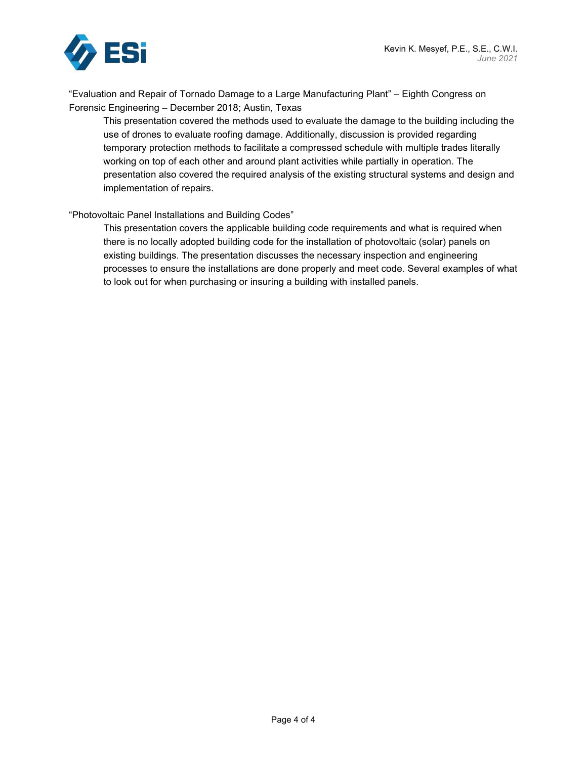"Evaluation and Repair of Tornado Damage to a Large Manufacturing Plant" – Eighth Congress on Forensic Engineering – December 2018; Austin, Texas

> This presentation covered the methods used to evaluate the damage to the building including the use of drones to evaluate roofing damage. Additionally, discussion is provided regarding temporary protection methods to facilitate a compressed schedule with multiple trades literally working on top of each other and around plant activities while partially in operation. The presentation also covered the required analysis of the existing structural systems and design and implementation of repairs.

"Photovoltaic Panel Installations and Building Codes"

> This presentation covers the applicable building code requirements and what is required when there is no locally adopted building code for the installation of photovoltaic (solar) panels on existing buildings. The presentation discusses the necessary inspection and engineering processes to ensure the installations are done properly and meet code. Several examples of what to look out for when purchasing or insuring a building with installed panels.